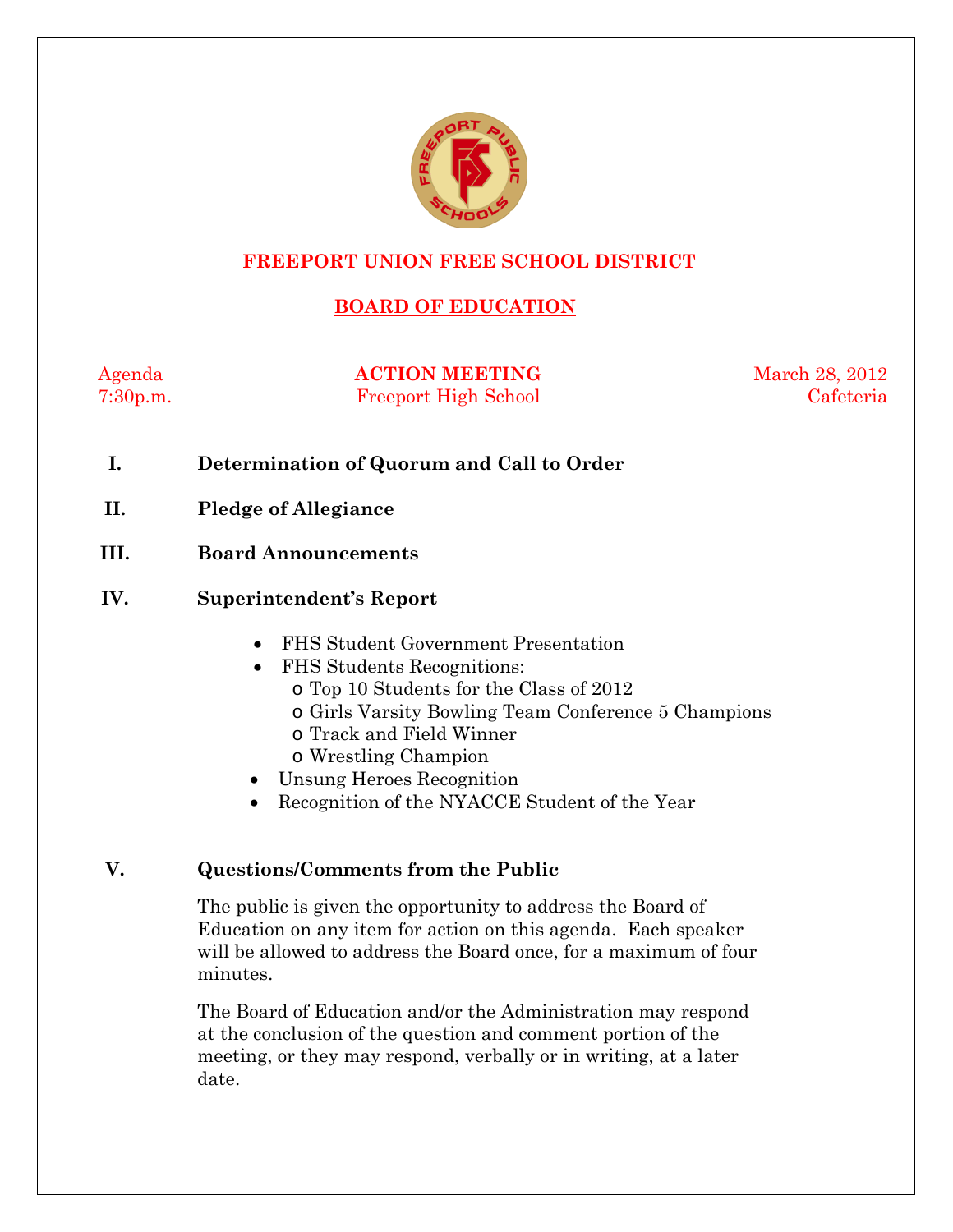# FREEPORT UNION FREE SCHOOL DISTRICT

## BOARD OF EDUCATION

Agenda
7:30p.m.

**ACTION MEETING**
Freeport High School

March 28, 2012
Cafeteria

**I. Determination of Quorum and Call to Order**

**II. Pledge of Allegiance**

**III. Board Announcements**

**IV. Superintendent's Report**

- FHS Student Government Presentation
- FHS Students Recognitions:
  - Top 10 Students for the Class of 2012
  - Girls Varsity Bowling Team Conference 5 Champions
  - Track and Field Winner
  - Wrestling Champion
- Unsung Heroes Recognition
- Recognition of the NYACCE Student of the Year

**V. Questions/Comments from the Public**

The public is given the opportunity to address the Board of Education on any item for action on this agenda. Each speaker will be allowed to address the Board once, for a maximum of four minutes.

The Board of Education and/or the Administration may respond at the conclusion of the question and comment portion of the meeting, or they may respond, verbally or in writing, at a later date.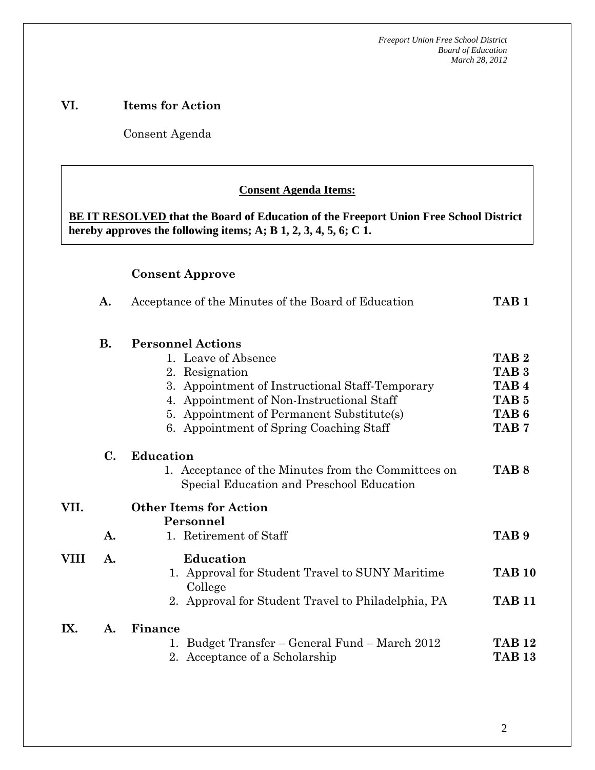*Freeport Union Free School District*
*Board of Education*
*March 28, 2012*

## VI. Items for Action

Consent Agenda

**Consent Agenda Items:**

**BE IT RESOLVED that the Board of Education of the Freeport Union Free School District hereby approves the following items; A; B 1, 2, 3, 4, 5, 6; C 1.**

**Consent Approve**

**A.** Acceptance of the Minutes of the Board of Education **TAB 1**

**B. Personnel Actions**

1. Leave of Absence **TAB 2**
2. Resignation **TAB 3**
3. Appointment of Instructional Staff-Temporary **TAB 4**
4. Appointment of Non-Instructional Staff **TAB 5**
5. Appointment of Permanent Substitute(s) **TAB 6**
6. Appointment of Spring Coaching Staff **TAB 7**

**C. Education**

1. Acceptance of the Minutes from the Committees on Special Education and Preschool Education **TAB 8**

## VII. Other Items for Action

**A. Personnel**

1. Retirement of Staff **TAB 9**

## VIII A. Education

1. Approval for Student Travel to SUNY Maritime College **TAB 10**
2. Approval for Student Travel to Philadelphia, PA **TAB 11**

## IX. A. Finance

1. Budget Transfer – General Fund – March 2012 **TAB 12**
2. Acceptance of a Scholarship **TAB 13**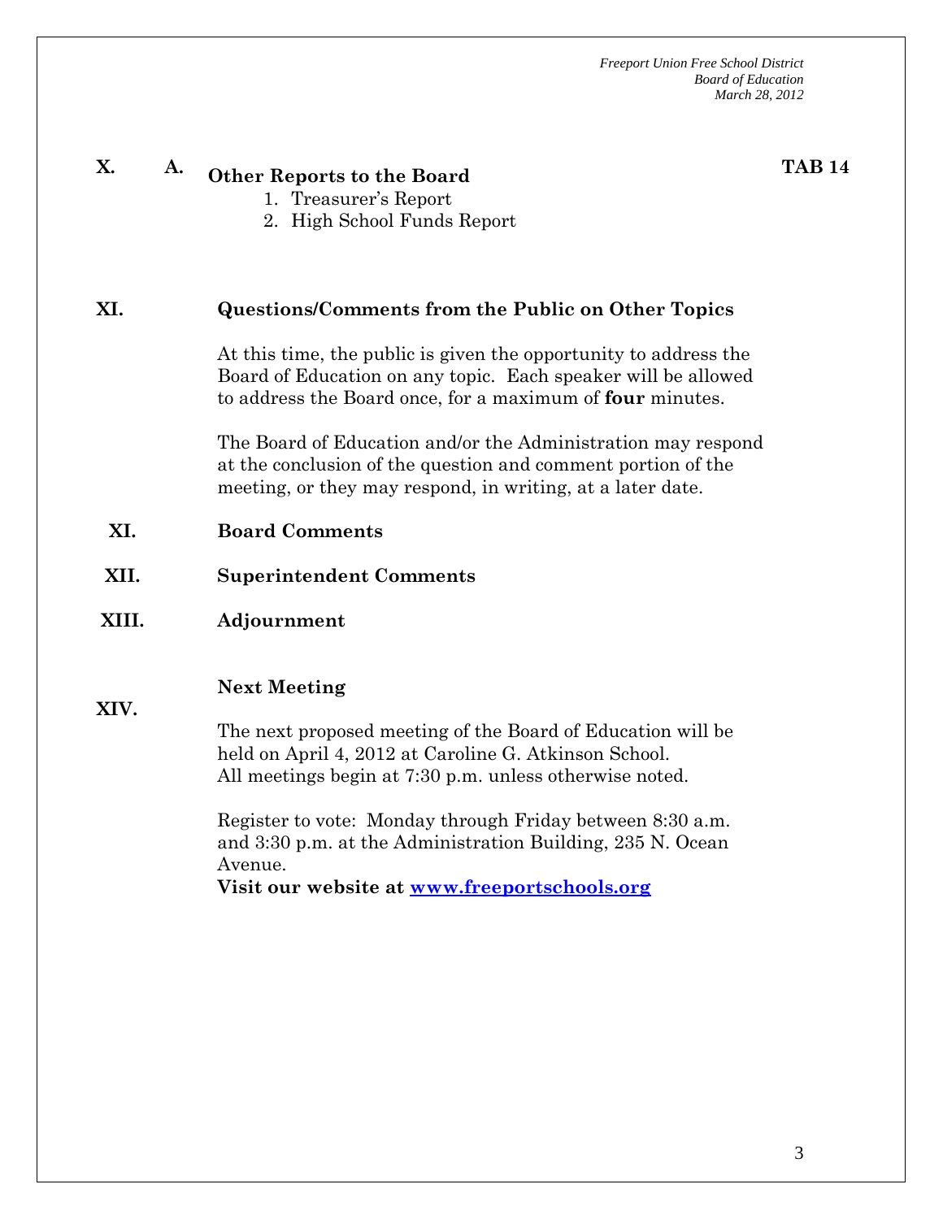**X. A. Other Reports to the Board** **TAB 14**

1. Treasurer's Report
2. High School Funds Report

**XI. Questions/Comments from the Public on Other Topics**

At this time, the public is given the opportunity to address the Board of Education on any topic. Each speaker will be allowed to address the Board once, for a maximum of **four** minutes.

The Board of Education and/or the Administration may respond at the conclusion of the question and comment portion of the meeting, or they may respond, in writing, at a later date.

**XI. Board Comments**

**XII. Superintendent Comments**

**XIII. Adjournment**

**XIV. Next Meeting**

The next proposed meeting of the Board of Education will be held on April 4, 2012 at Caroline G. Atkinson School. All meetings begin at 7:30 p.m. unless otherwise noted.

Register to vote: Monday through Friday between 8:30 a.m. and 3:30 p.m. at the Administration Building, 235 N. Ocean Avenue.

**Visit our website at [www.freeportschools.org](http://www.freeportschools.org)**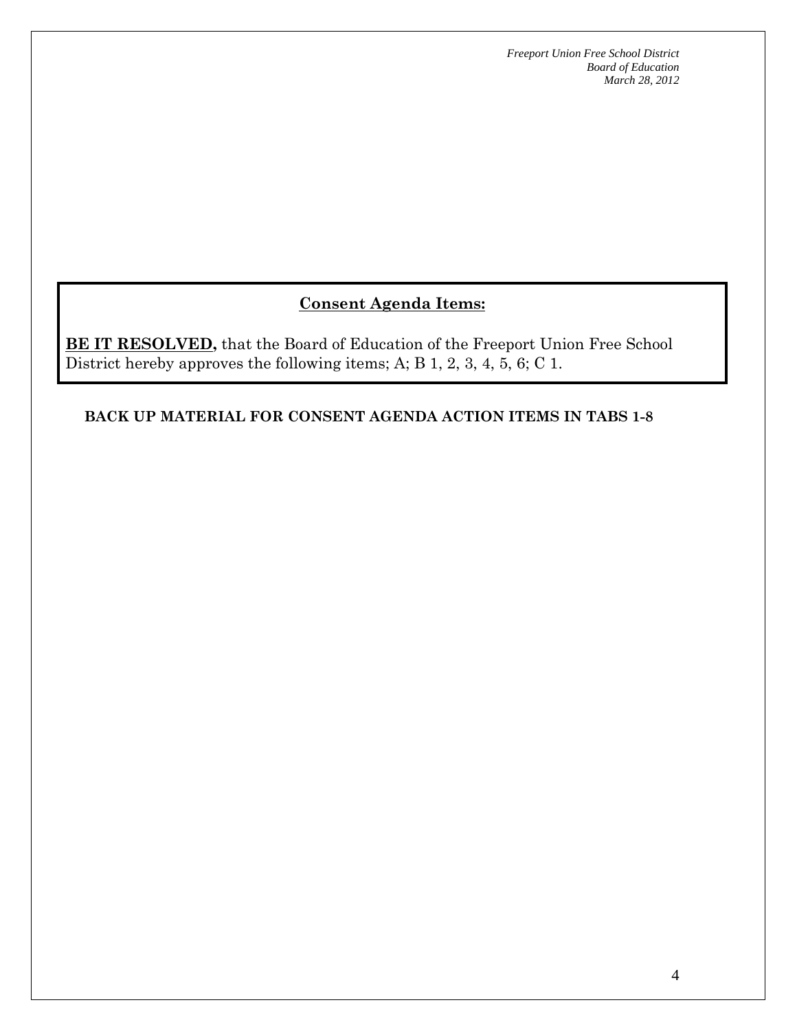## Consent Agenda Items:

**BE IT RESOLVED,** that the Board of Education of the Freeport Union Free School District hereby approves the following items; A; B 1, 2, 3, 4, 5, 6; C 1.

**BACK UP MATERIAL FOR CONSENT AGENDA ACTION ITEMS IN TABS 1-8**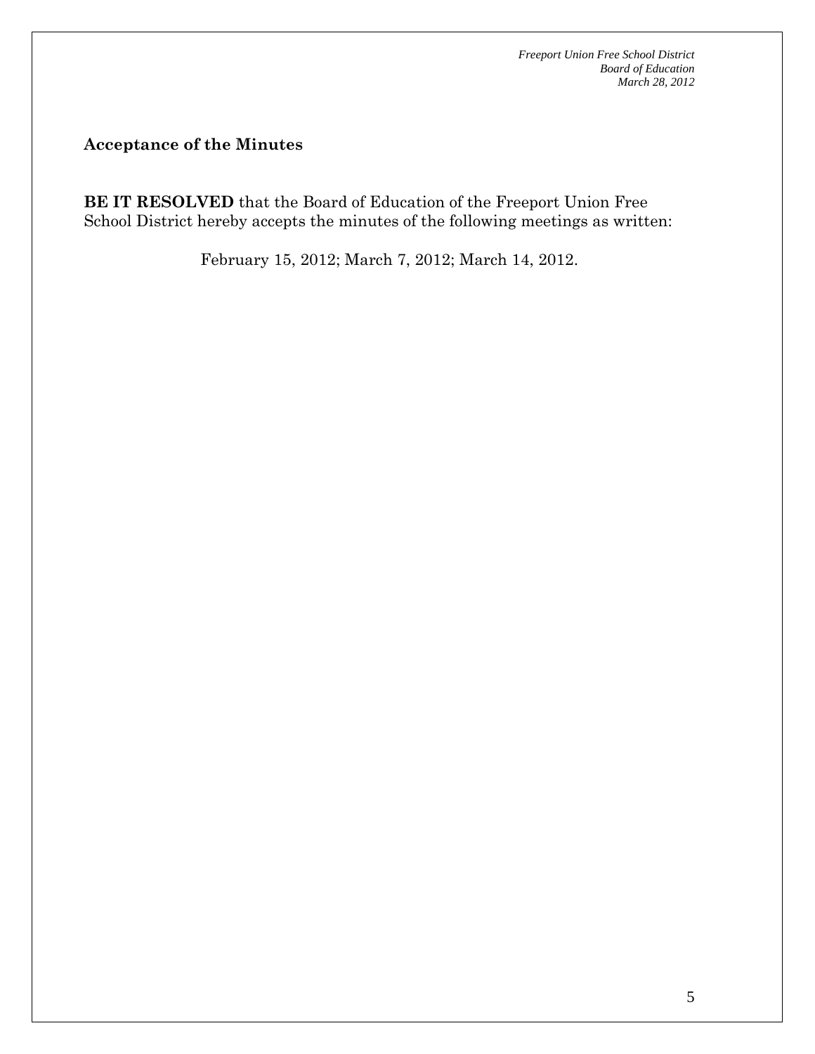**Acceptance of the Minutes**

**BE IT RESOLVED** that the Board of Education of the Freeport Union Free School District hereby accepts the minutes of the following meetings as written:

February 15, 2012; March 7, 2012; March 14, 2012.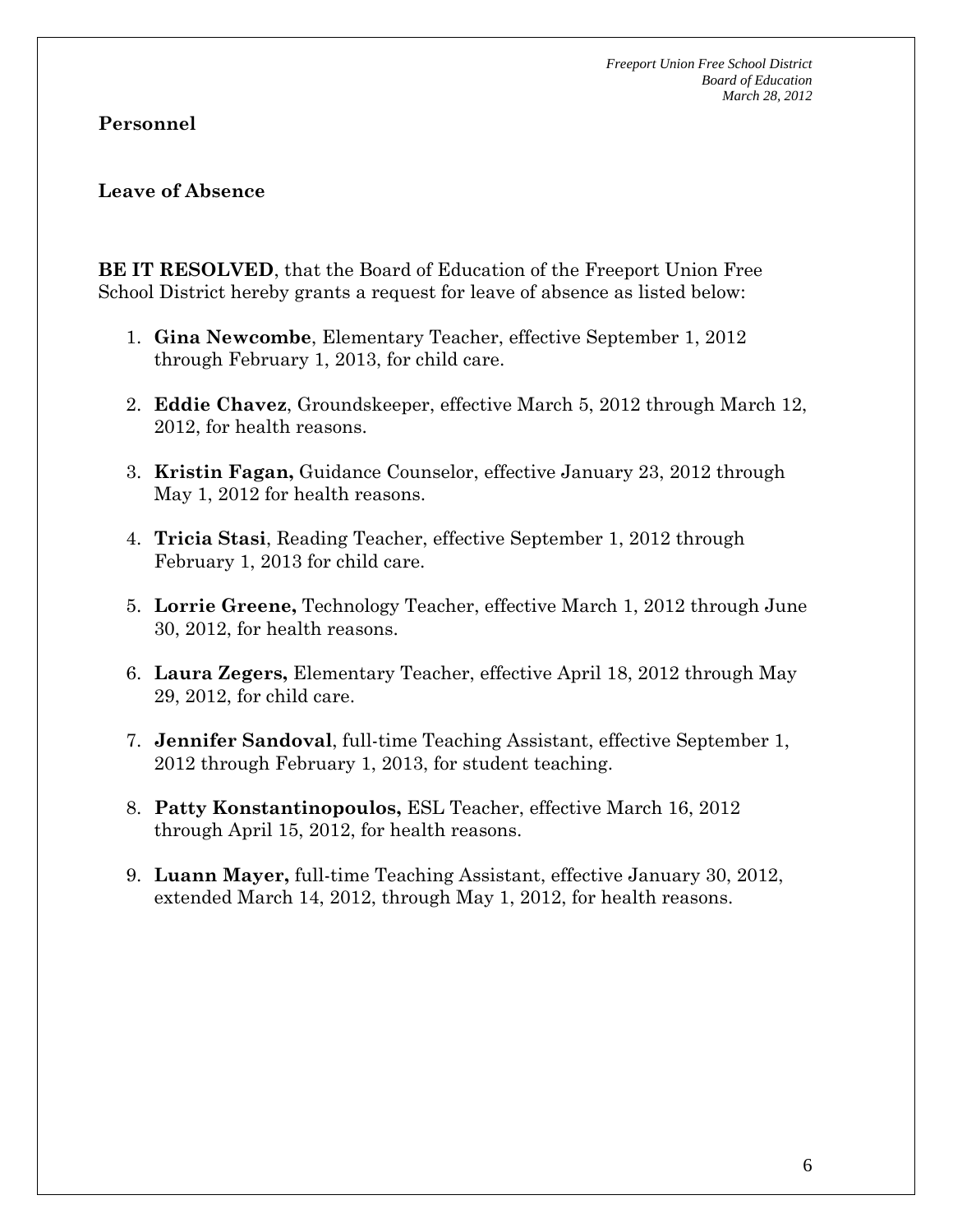**Personnel**

**Leave of Absence**

**BE IT RESOLVED**, that the Board of Education of the Freeport Union Free School District hereby grants a request for leave of absence as listed below:

1. **Gina Newcombe**, Elementary Teacher, effective September 1, 2012 through February 1, 2013, for child care.
2. **Eddie Chavez**, Groundskeeper, effective March 5, 2012 through March 12, 2012, for health reasons.
3. **Kristin Fagan,** Guidance Counselor, effective January 23, 2012 through May 1, 2012 for health reasons.
4. **Tricia Stasi**, Reading Teacher, effective September 1, 2012 through February 1, 2013 for child care.
5. **Lorrie Greene,** Technology Teacher, effective March 1, 2012 through June 30, 2012, for health reasons.
6. **Laura Zegers,** Elementary Teacher, effective April 18, 2012 through May 29, 2012, for child care.
7. **Jennifer Sandoval**, full-time Teaching Assistant, effective September 1, 2012 through February 1, 2013, for student teaching.
8. **Patty Konstantinopoulos,** ESL Teacher, effective March 16, 2012 through April 15, 2012, for health reasons.
9. **Luann Mayer,** full-time Teaching Assistant, effective January 30, 2012, extended March 14, 2012, through May 1, 2012, for health reasons.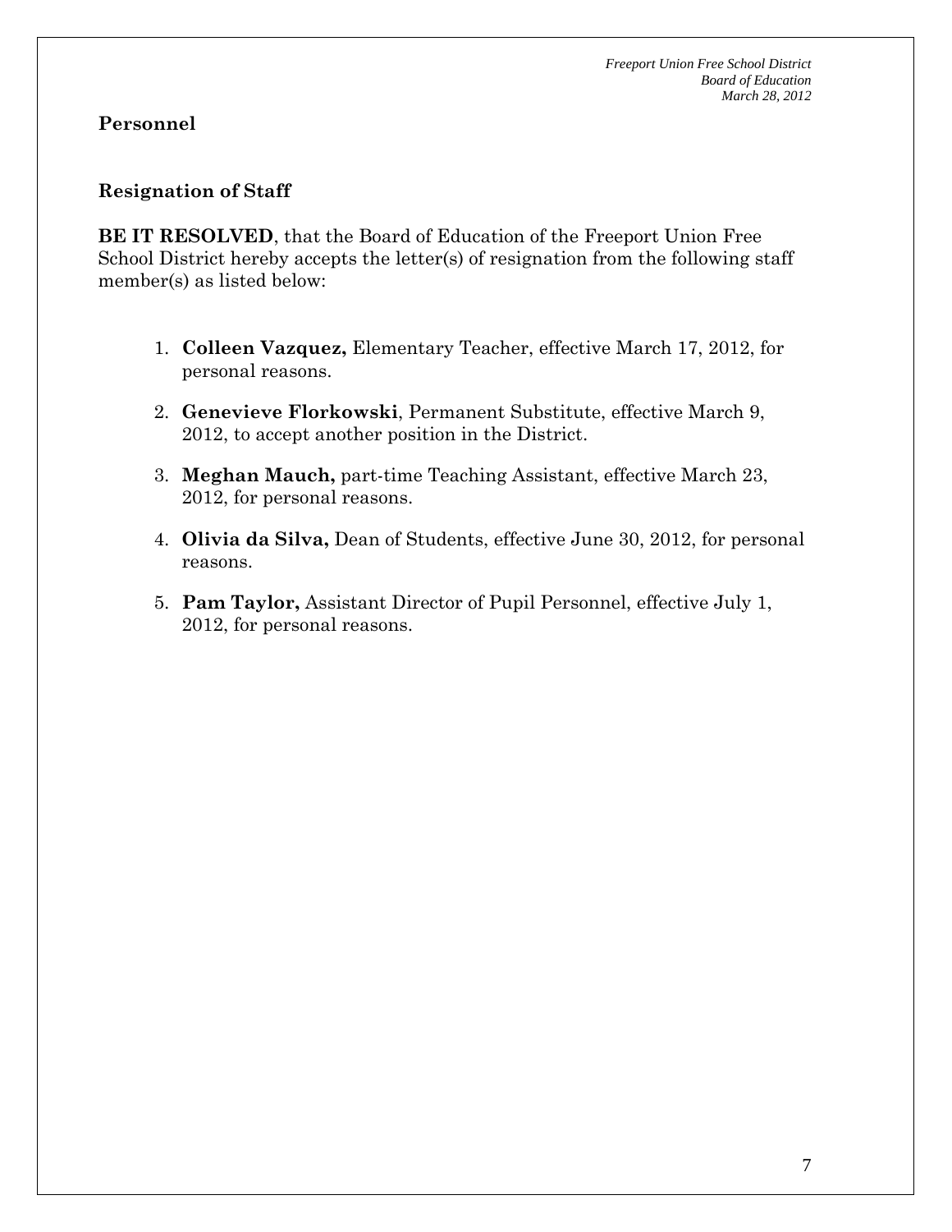## Personnel

### Resignation of Staff

**BE IT RESOLVED**, that the Board of Education of the Freeport Union Free School District hereby accepts the letter(s) of resignation from the following staff member(s) as listed below:

1. **Colleen Vazquez,** Elementary Teacher, effective March 17, 2012, for personal reasons.
2. **Genevieve Florkowski**, Permanent Substitute, effective March 9, 2012, to accept another position in the District.
3. **Meghan Mauch,** part-time Teaching Assistant, effective March 23, 2012, for personal reasons.
4. **Olivia da Silva,** Dean of Students, effective June 30, 2012, for personal reasons.
5. **Pam Taylor,** Assistant Director of Pupil Personnel, effective July 1, 2012, for personal reasons.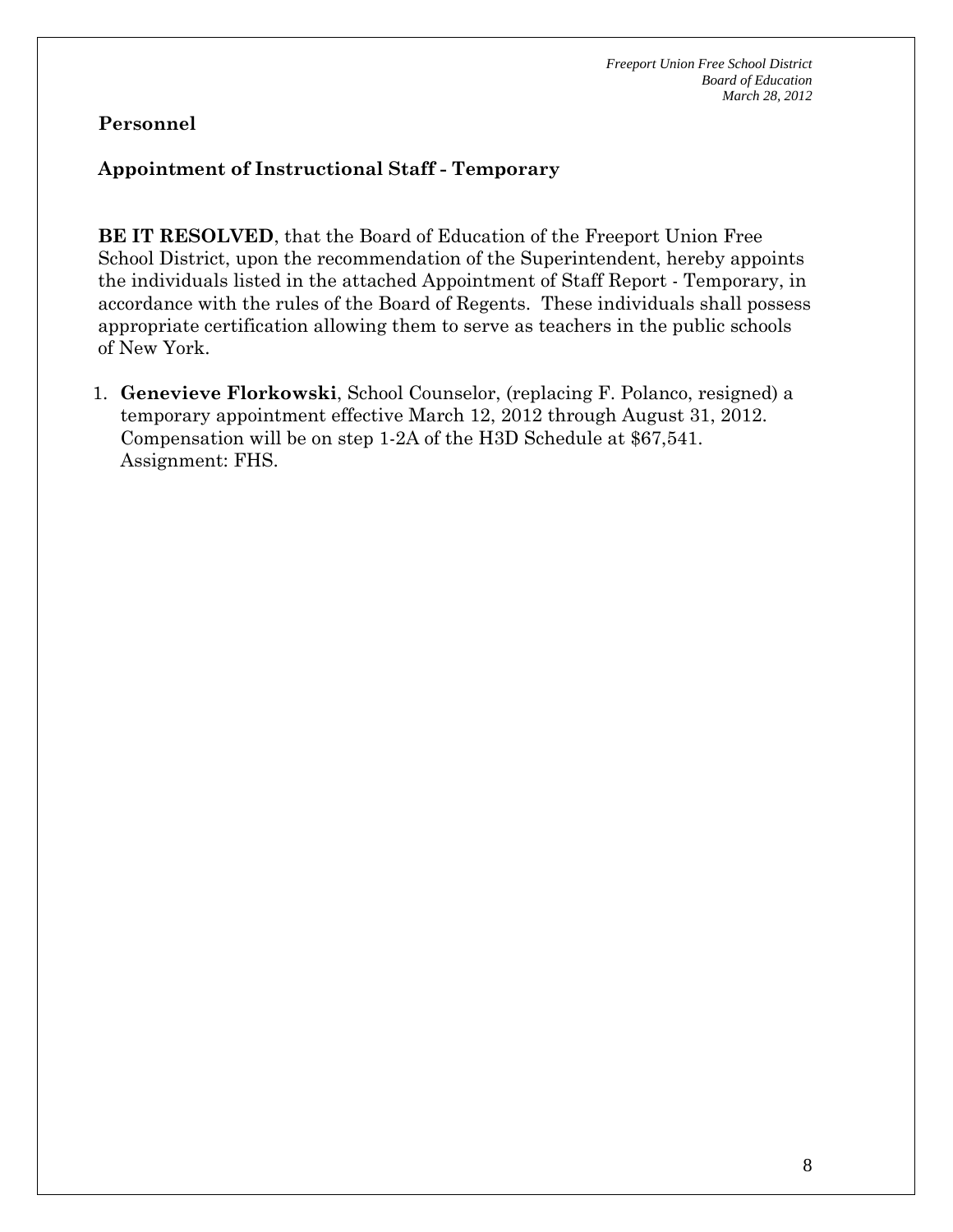**Personnel**

**Appointment of Instructional Staff - Temporary**

**BE IT RESOLVED**, that the Board of Education of the Freeport Union Free School District, upon the recommendation of the Superintendent, hereby appoints the individuals listed in the attached Appointment of Staff Report - Temporary, in accordance with the rules of the Board of Regents. These individuals shall possess appropriate certification allowing them to serve as teachers in the public schools of New York.

1. **Genevieve Florkowski**, School Counselor, (replacing F. Polanco, resigned) a temporary appointment effective March 12, 2012 through August 31, 2012. Compensation will be on step 1-2A of the H3D Schedule at $67,541. Assignment: FHS.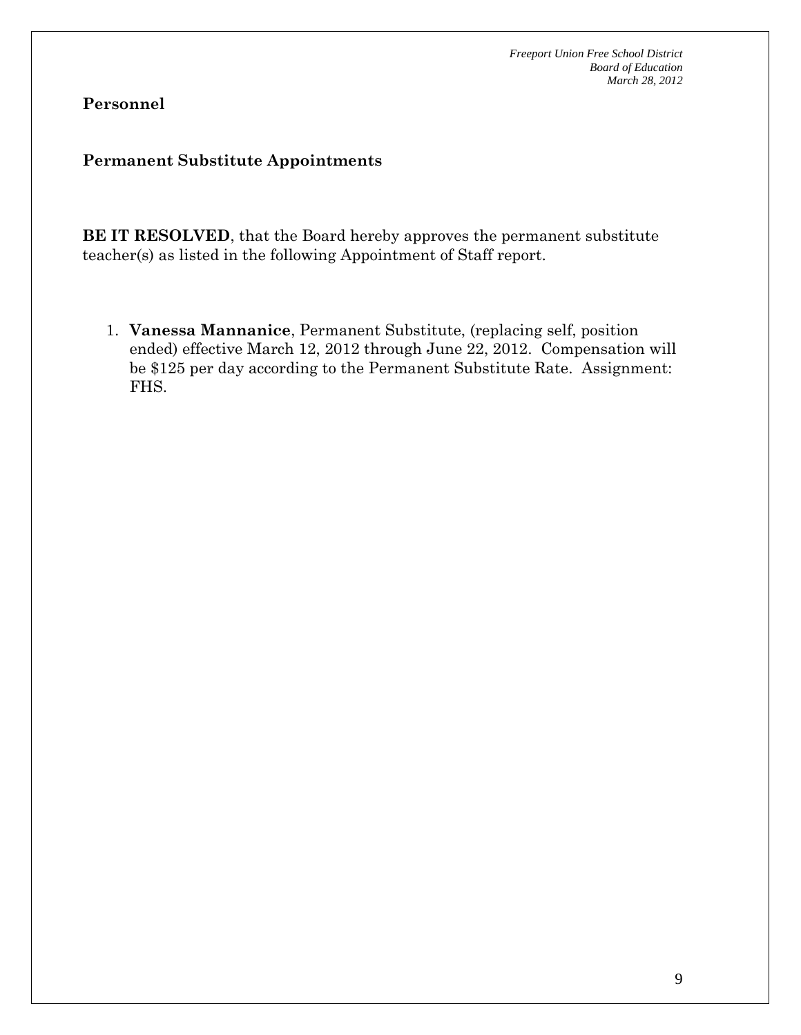**Personnel**

**Permanent Substitute Appointments**

**BE IT RESOLVED**, that the Board hereby approves the permanent substitute teacher(s) as listed in the following Appointment of Staff report.

1. **Vanessa Mannanice**, Permanent Substitute, (replacing self, position ended) effective March 12, 2012 through June 22, 2012. Compensation will be $125 per day according to the Permanent Substitute Rate. Assignment: FHS.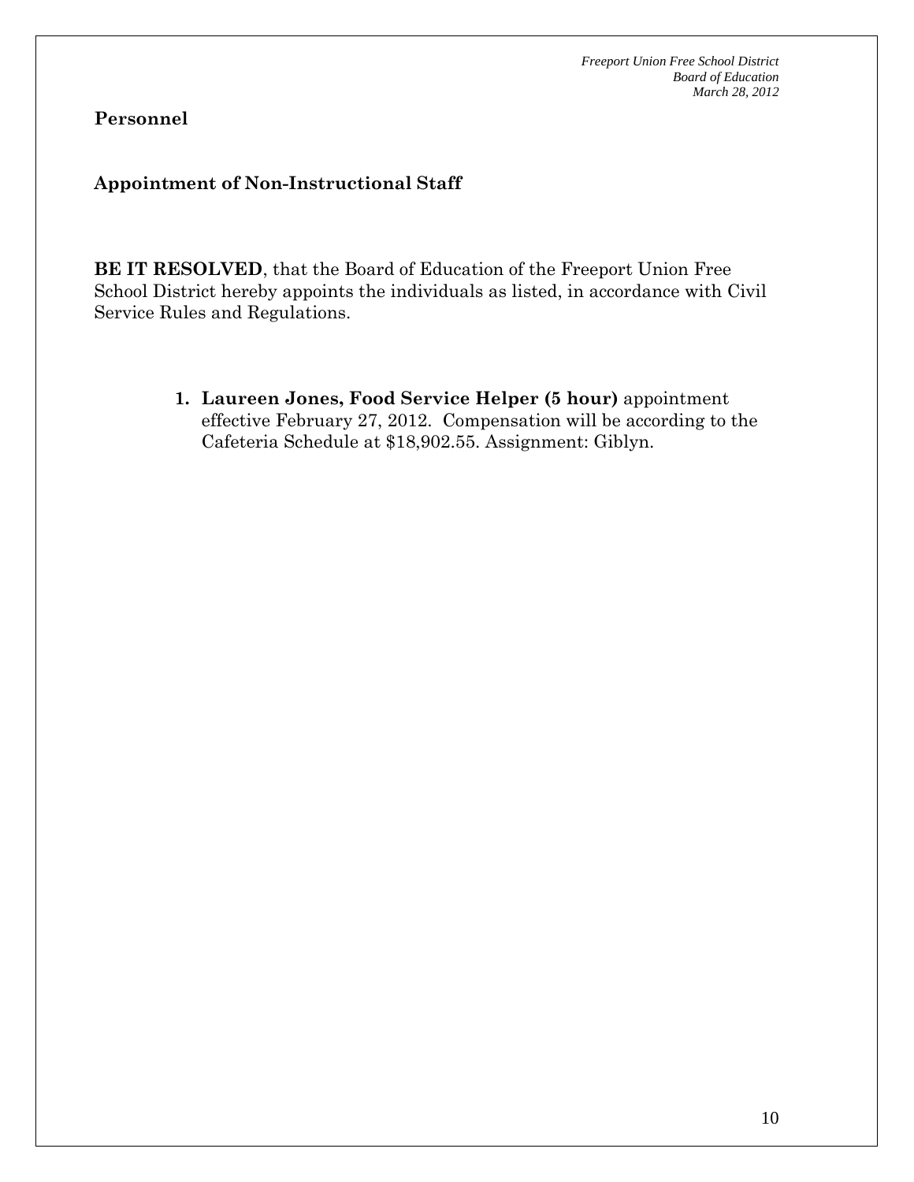## Personnel

### Appointment of Non-Instructional Staff

**BE IT RESOLVED**, that the Board of Education of the Freeport Union Free School District hereby appoints the individuals as listed, in accordance with Civil Service Rules and Regulations.

1. **Laureen Jones, Food Service Helper (5 hour)** appointment effective February 27, 2012. Compensation will be according to the Cafeteria Schedule at $18,902.55. Assignment: Giblyn.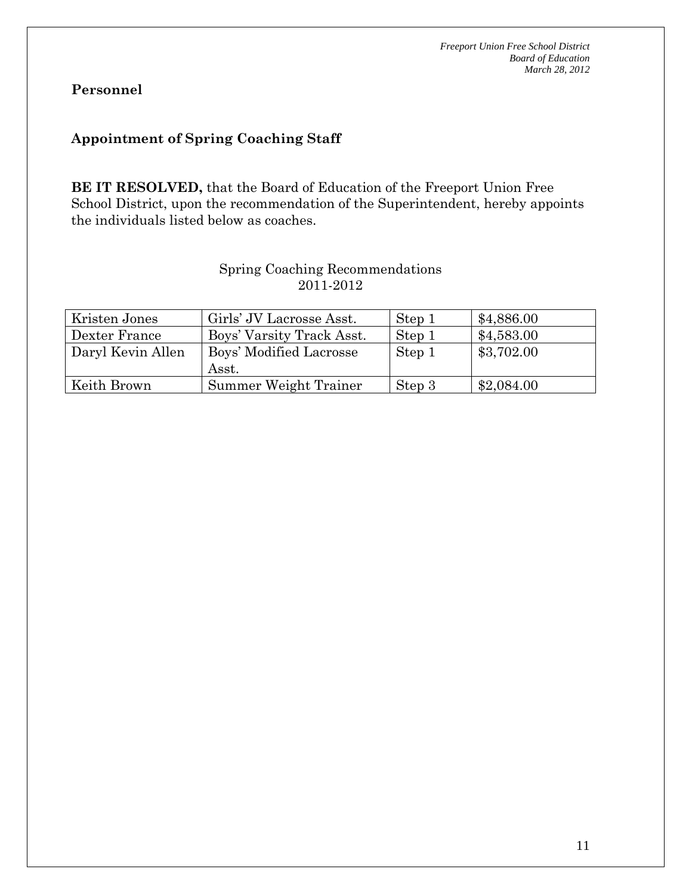## Personnel

### Appointment of Spring Coaching Staff

**BE IT RESOLVED,** that the Board of Education of the Freeport Union Free School District, upon the recommendation of the Superintendent, hereby appoints the individuals listed below as coaches.

Spring Coaching Recommendations
2011-2012

| | | | |
|---|---|---|---|
| Kristen Jones | Girls' JV Lacrosse Asst. | Step 1 | $4,886.00 |
| Dexter France | Boys' Varsity Track Asst. | Step 1 | $4,583.00 |
| Daryl Kevin Allen | Boys' Modified Lacrosse Asst. | Step 1 | $3,702.00 |
| Keith Brown | Summer Weight Trainer | Step 3 | $2,084.00 |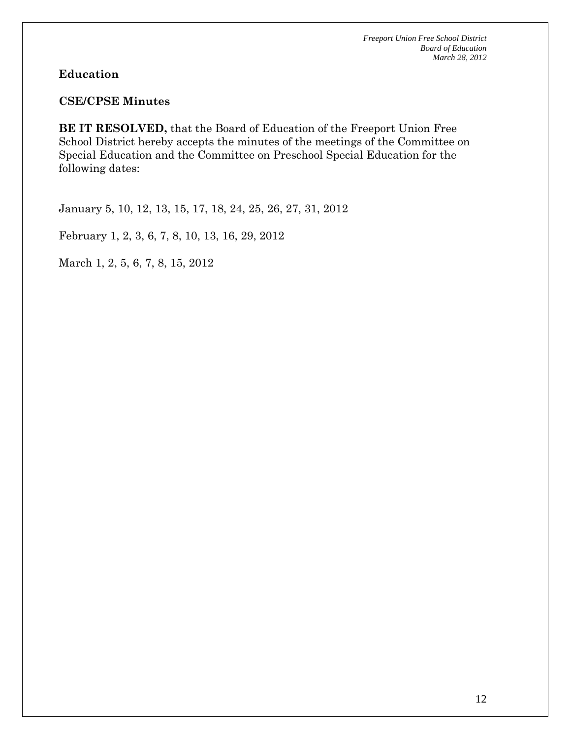**Education**

**CSE/CPSE Minutes**

**BE IT RESOLVED,** that the Board of Education of the Freeport Union Free School District hereby accepts the minutes of the meetings of the Committee on Special Education and the Committee on Preschool Special Education for the following dates:

January 5, 10, 12, 13, 15, 17, 18, 24, 25, 26, 27, 31, 2012

February 1, 2, 3, 6, 7, 8, 10, 13, 16, 29, 2012

March 1, 2, 5, 6, 7, 8, 15, 2012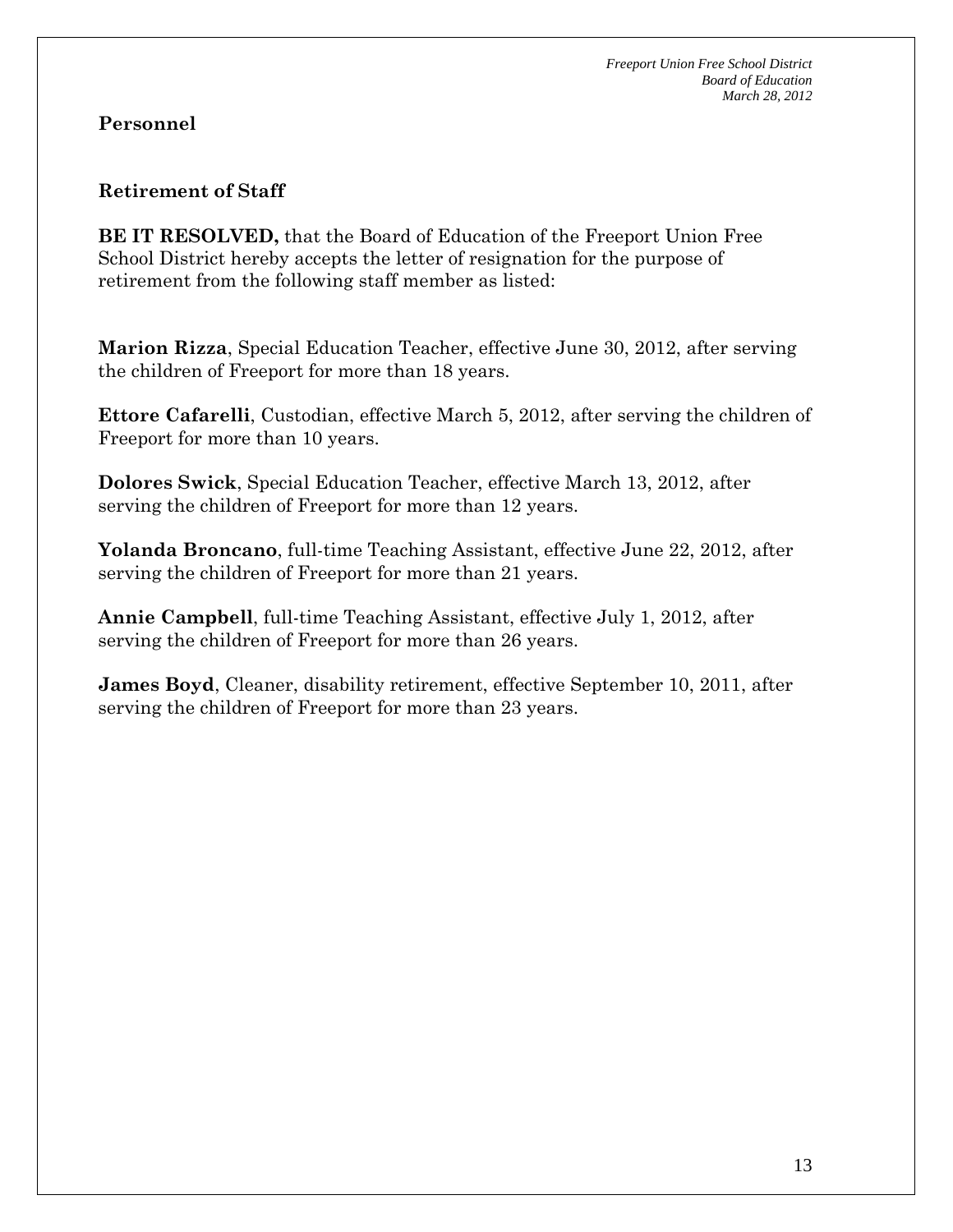## Personnel

### Retirement of Staff

**BE IT RESOLVED,** that the Board of Education of the Freeport Union Free School District hereby accepts the letter of resignation for the purpose of retirement from the following staff member as listed:

**Marion Rizza**, Special Education Teacher, effective June 30, 2012, after serving the children of Freeport for more than 18 years.

**Ettore Cafarelli**, Custodian, effective March 5, 2012, after serving the children of Freeport for more than 10 years.

**Dolores Swick**, Special Education Teacher, effective March 13, 2012, after serving the children of Freeport for more than 12 years.

**Yolanda Broncano**, full-time Teaching Assistant, effective June 22, 2012, after serving the children of Freeport for more than 21 years.

**Annie Campbell**, full-time Teaching Assistant, effective July 1, 2012, after serving the children of Freeport for more than 26 years.

**James Boyd**, Cleaner, disability retirement, effective September 10, 2011, after serving the children of Freeport for more than 23 years.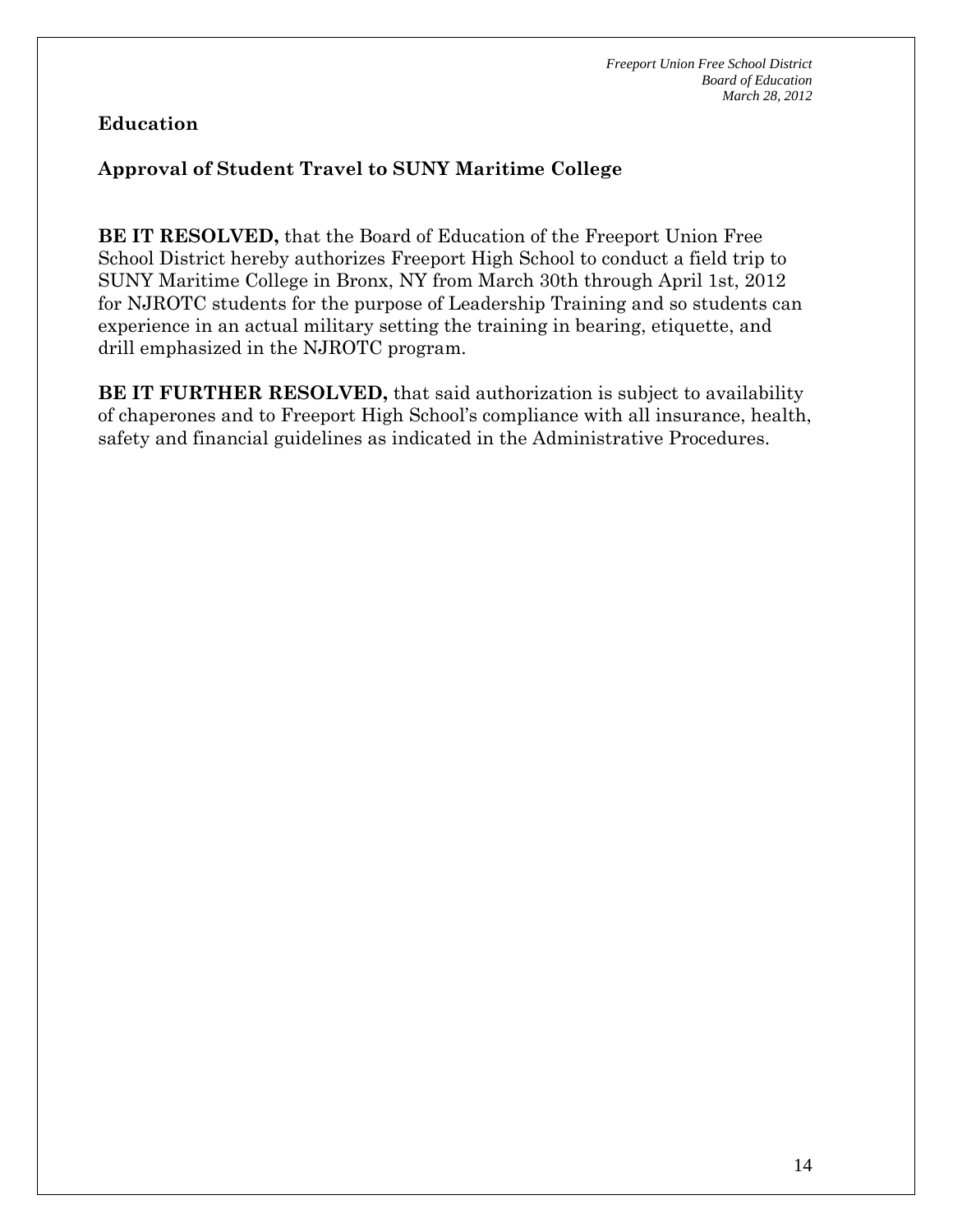## Education

### Approval of Student Travel to SUNY Maritime College

**BE IT RESOLVED,** that the Board of Education of the Freeport Union Free School District hereby authorizes Freeport High School to conduct a field trip to SUNY Maritime College in Bronx, NY from March 30th through April 1st, 2012 for NJROTC students for the purpose of Leadership Training and so students can experience in an actual military setting the training in bearing, etiquette, and drill emphasized in the NJROTC program.

**BE IT FURTHER RESOLVED,** that said authorization is subject to availability of chaperones and to Freeport High School's compliance with all insurance, health, safety and financial guidelines as indicated in the Administrative Procedures.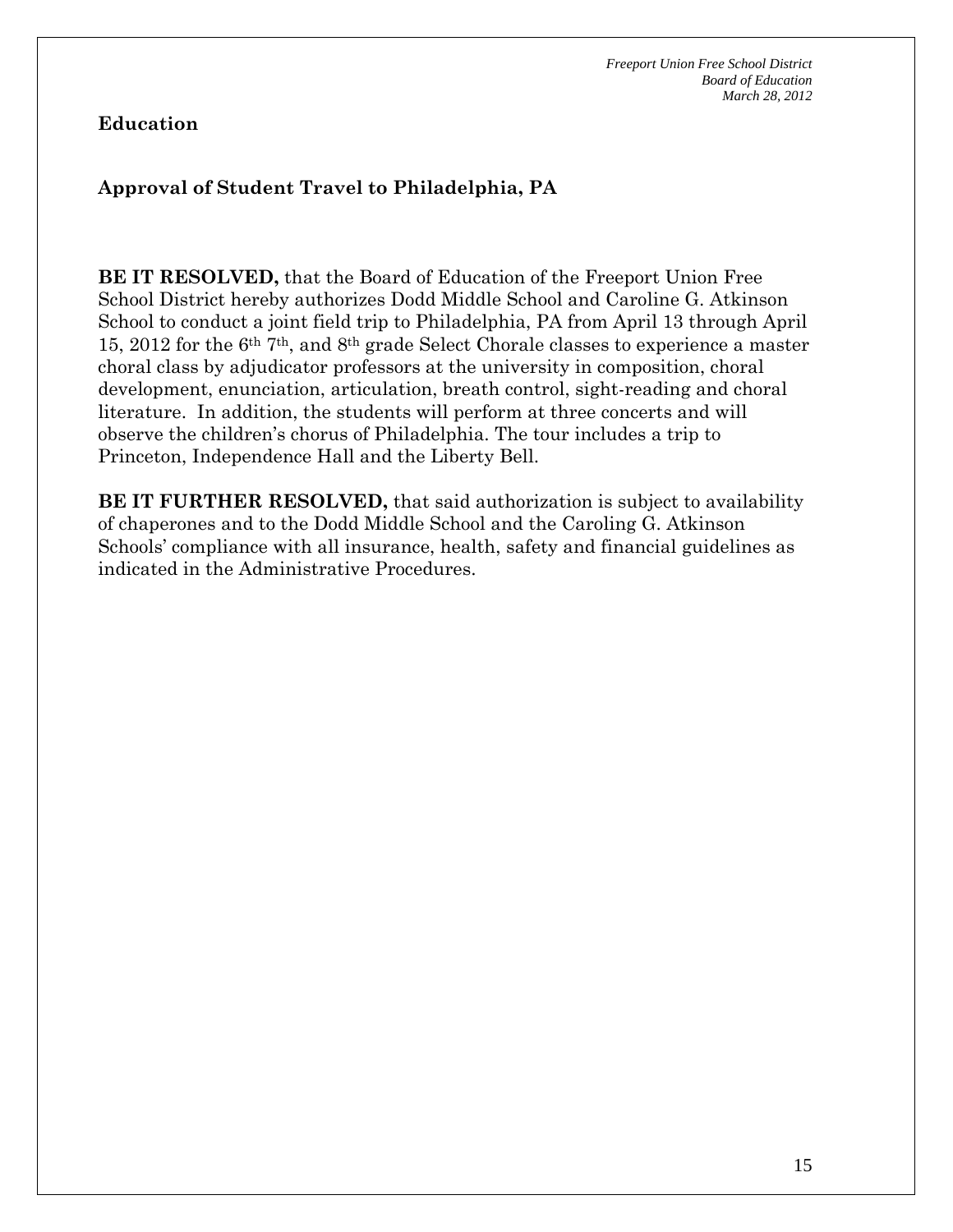**Education**

## Approval of Student Travel to Philadelphia, PA

**BE IT RESOLVED,** that the Board of Education of the Freeport Union Free School District hereby authorizes Dodd Middle School and Caroline G. Atkinson School to conduct a joint field trip to Philadelphia, PA from April 13 through April 15, 2012 for the 6th 7th, and 8th grade Select Chorale classes to experience a master choral class by adjudicator professors at the university in composition, choral development, enunciation, articulation, breath control, sight-reading and choral literature. In addition, the students will perform at three concerts and will observe the children's chorus of Philadelphia. The tour includes a trip to Princeton, Independence Hall and the Liberty Bell.

**BE IT FURTHER RESOLVED,** that said authorization is subject to availability of chaperones and to the Dodd Middle School and the Caroling G. Atkinson Schools' compliance with all insurance, health, safety and financial guidelines as indicated in the Administrative Procedures.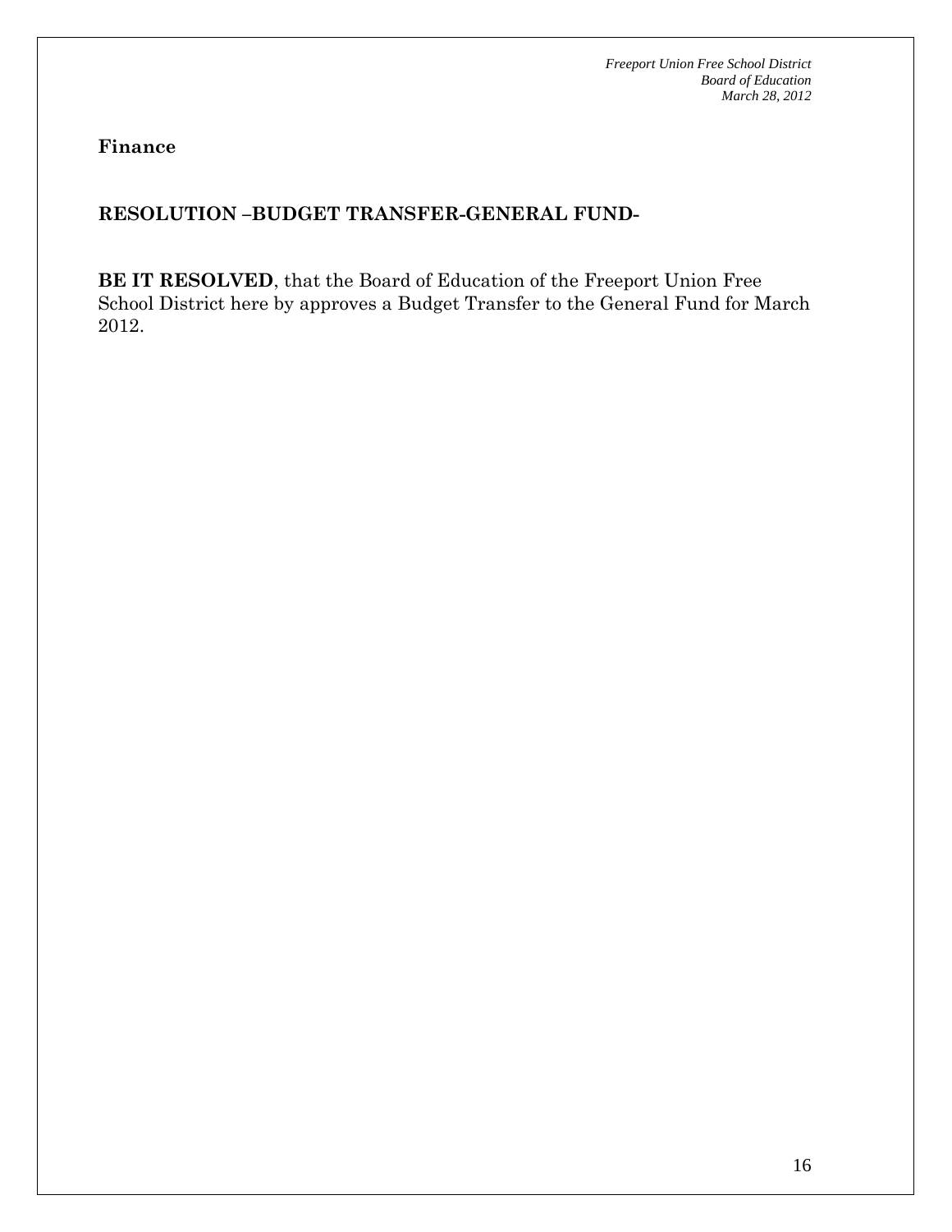**Finance**

**RESOLUTION –BUDGET TRANSFER-GENERAL FUND-**

**BE IT RESOLVED**, that the Board of Education of the Freeport Union Free School District here by approves a Budget Transfer to the General Fund for March 2012.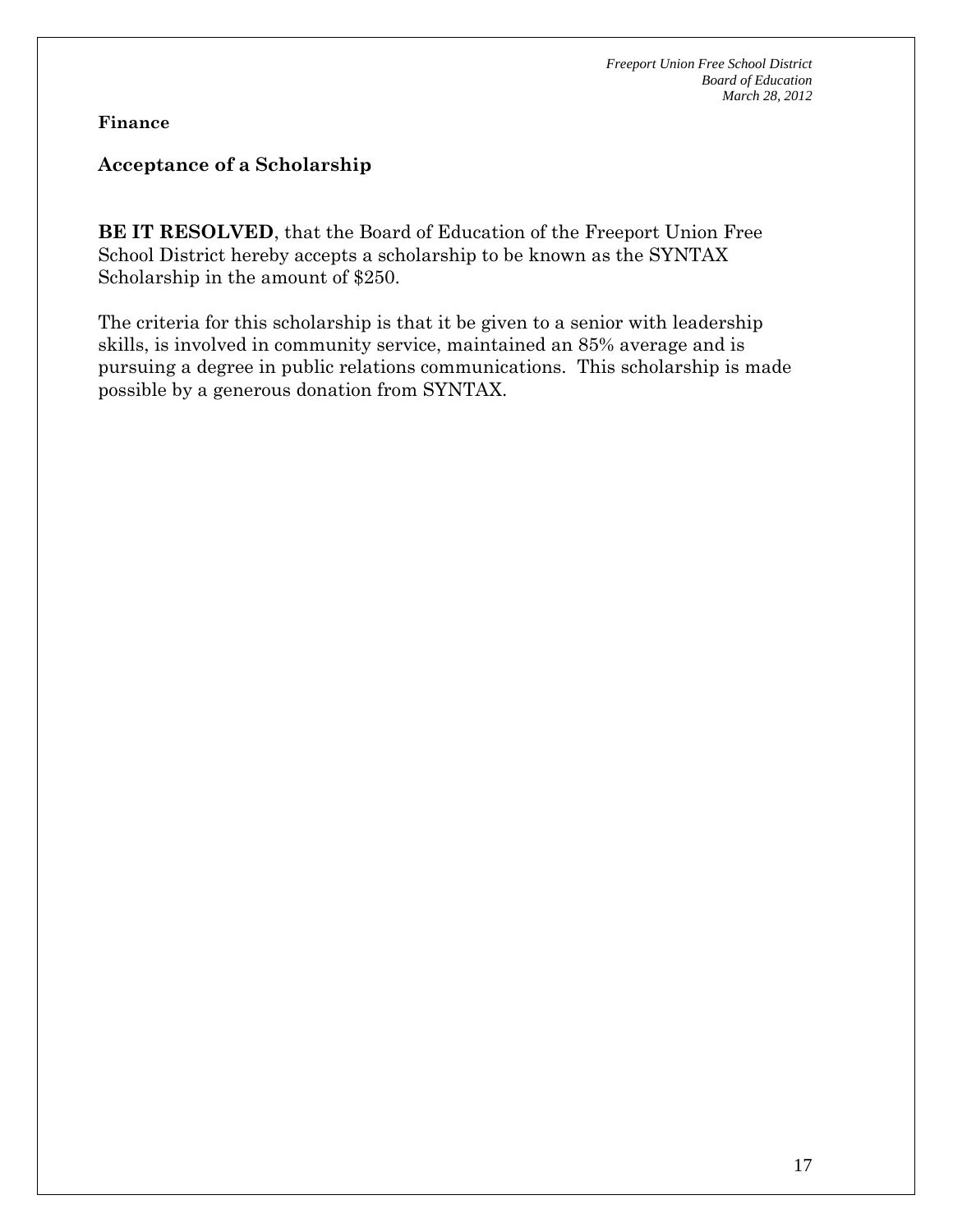**Finance**

**Acceptance of a Scholarship**

**BE IT RESOLVED**, that the Board of Education of the Freeport Union Free School District hereby accepts a scholarship to be known as the SYNTAX Scholarship in the amount of $250.

The criteria for this scholarship is that it be given to a senior with leadership skills, is involved in community service, maintained an 85% average and is pursuing a degree in public relations communications. This scholarship is made possible by a generous donation from SYNTAX.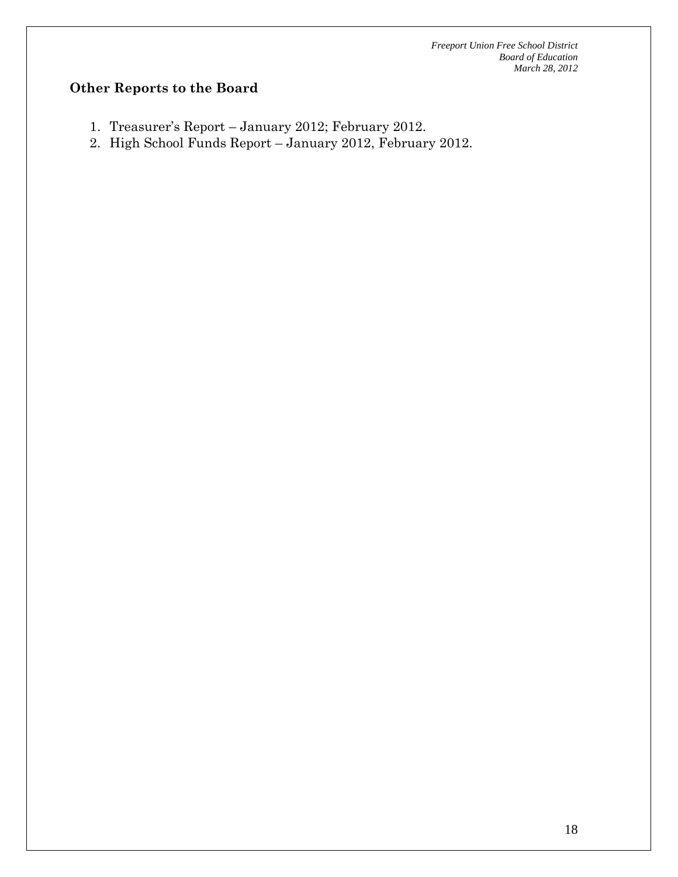## Other Reports to the Board

1. Treasurer's Report – January 2012; February 2012.
2. High School Funds Report – January 2012, February 2012.